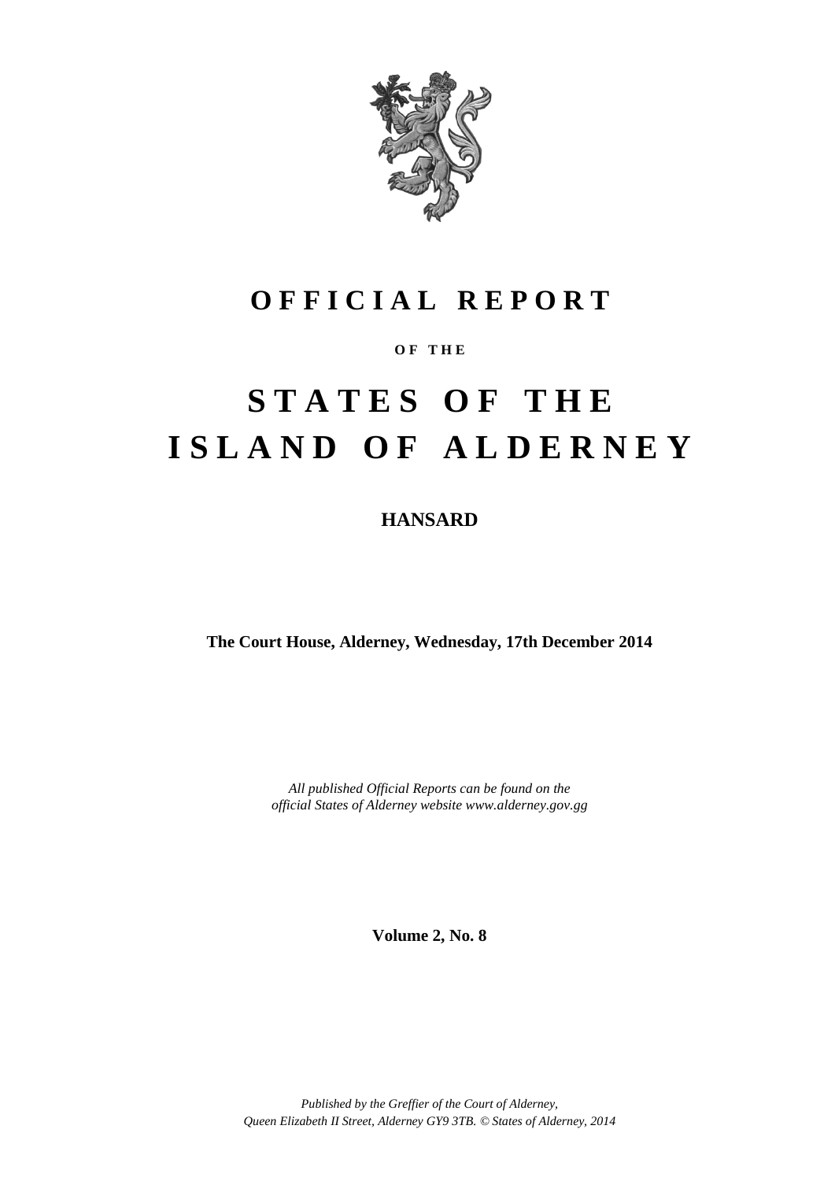# OFFICIAL REPORT

OF THE

# STATES OF THE ISLAND OF ALDERNEY

## HANSARD

**The Court House, Alderney, Wednesday, 17th December 2014**

*All published Official Reports can be found on the official States of Alderney website www.alderney.gov.gg*

**Volume 2, No. 8**

*Published by the Greffier of the Court of Alderney, Queen Elizabeth II Street, Alderney GY9 3TB. © States of Alderney, 2014*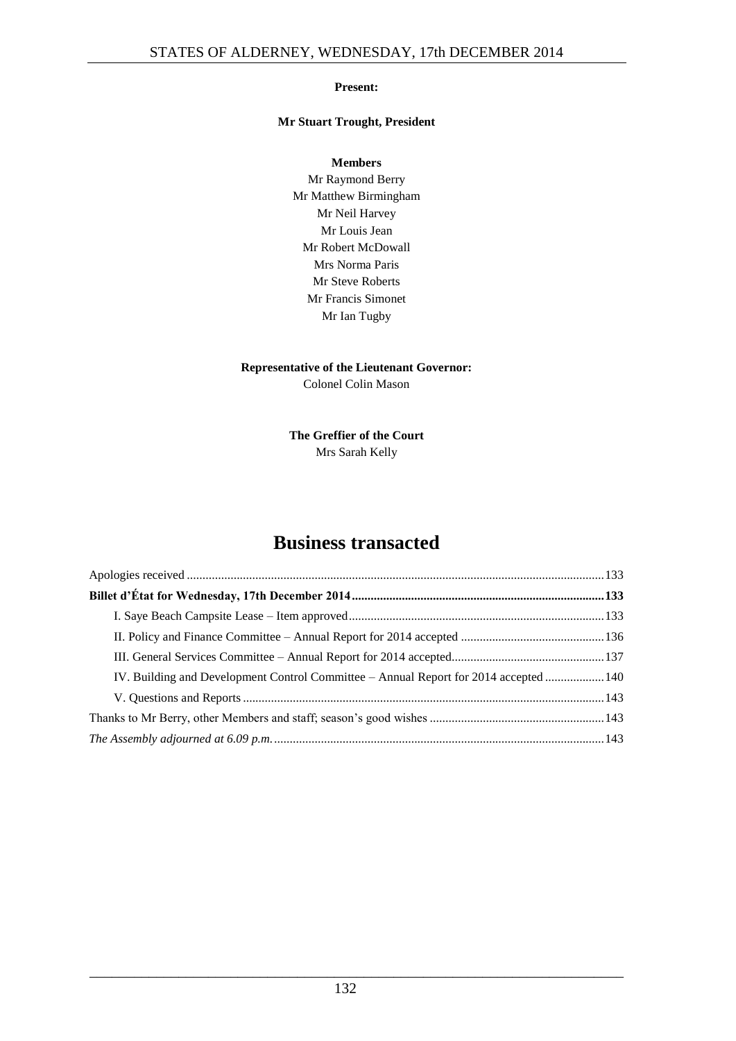**Present:**

**Mr Stuart Trought, President**

**Members**

Mr Raymond Berry
Mr Matthew Birmingham
Mr Neil Harvey
Mr Louis Jean
Mr Robert McDowall
Mrs Norma Paris
Mr Steve Roberts
Mr Francis Simonet
Mr Ian Tugby

**Representative of the Lieutenant Governor:**
Colonel Colin Mason

**The Greffier of the Court**
Mrs Sarah Kelly

# Business transacted

Apologies received ........................................................................................................................ 133

**Billet d'État for Wednesday, 17th December 2014 ................................................................................ 133**

I. Saye Beach Campsite Lease – Item approved ........................................................................ 133

II. Policy and Finance Committee – Annual Report for 2014 accepted ............................................ 136

III. General Services Committee – Annual Report for 2014 accepted ................................................ 137

IV. Building and Development Control Committee – Annual Report for 2014 accepted .................. 140

V. Questions and Reports ............................................................................................................ 143

Thanks to Mr Berry, other Members and staff; season's good wishes ........................................................ 143

*The Assembly adjourned at 6.09 p.m.* ........................................................................................................ 143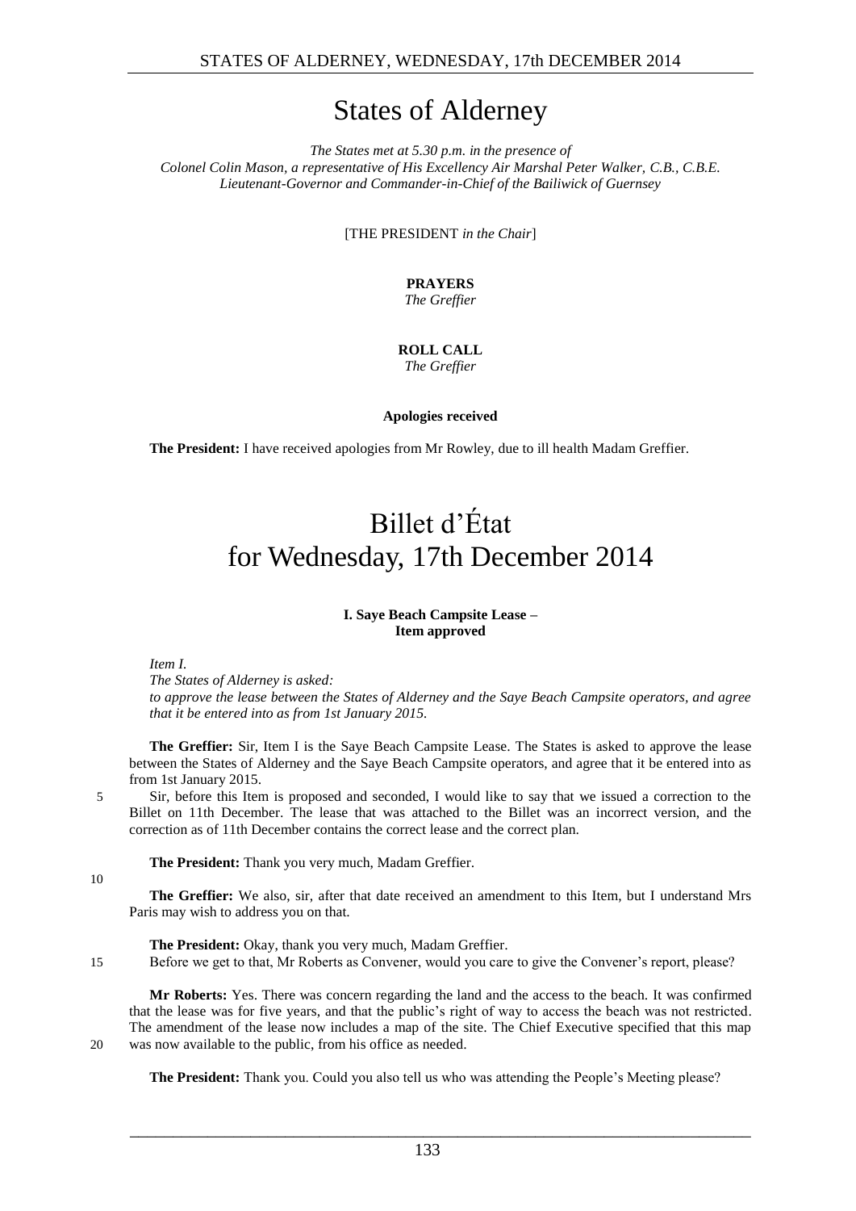# States of Alderney

*The States met at 5.30 p.m. in the presence of*
*Colonel Colin Mason, a representative of His Excellency Air Marshal Peter Walker, C.B., C.B.E.*
*Lieutenant-Governor and Commander-in-Chief of the Bailiwick of Guernsey*

[THE PRESIDENT *in the Chair*]

**PRAYERS**
*The Greffier*

**ROLL CALL**
*The Greffier*

**Apologies received**

**The President:** I have received apologies from Mr Rowley, due to ill health Madam Greffier.

# Billet d'État for Wednesday, 17th December 2014

### I. Saye Beach Campsite Lease – Item approved

*Item I.*
*The States of Alderney is asked:*
*to approve the lease between the States of Alderney and the Saye Beach Campsite operators, and agree that it be entered into as from 1st January 2015.*

**The Greffier:** Sir, Item I is the Saye Beach Campsite Lease. The States is asked to approve the lease between the States of Alderney and the Saye Beach Campsite operators, and agree that it be entered into as from 1st January 2015.

5 Sir, before this Item is proposed and seconded, I would like to say that we issued a correction to the Billet on 11th December. The lease that was attached to the Billet was an incorrect version, and the correction as of 11th December contains the correct lease and the correct plan.

**The President:** Thank you very much, Madam Greffier.

10

**The Greffier:** We also, sir, after that date received an amendment to this Item, but I understand Mrs Paris may wish to address you on that.

**The President:** Okay, thank you very much, Madam Greffier.

15 Before we get to that, Mr Roberts as Convener, would you care to give the Convener's report, please?

**Mr Roberts:** Yes. There was concern regarding the land and the access to the beach. It was confirmed that the lease was for five years, and that the public's right of way to access the beach was not restricted. The amendment of the lease now includes a map of the site. The Chief Executive specified that this map

20 was now available to the public, from his office as needed.

**The President:** Thank you. Could you also tell us who was attending the People's Meeting please?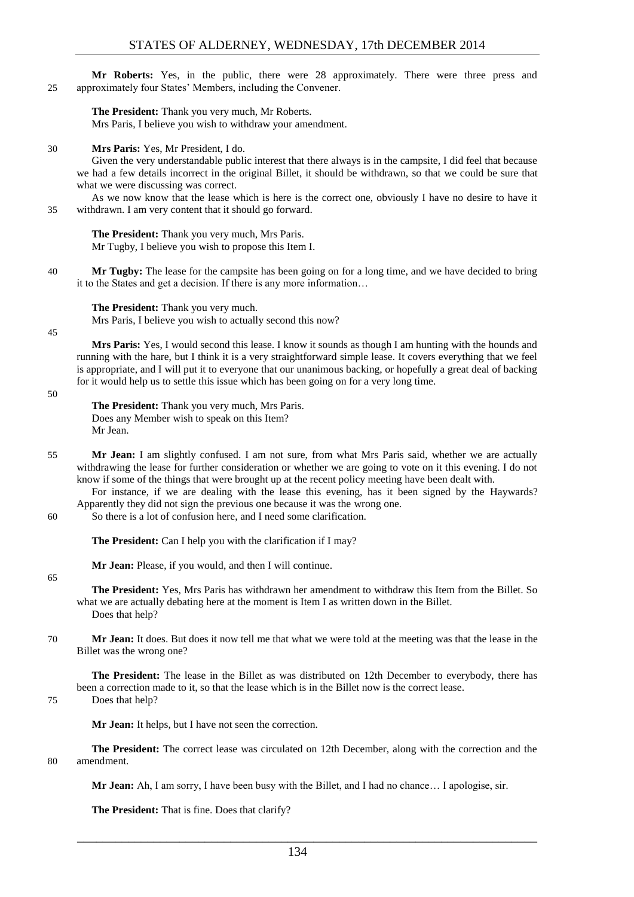**Mr Roberts:** Yes, in the public, there were 28 approximately. There were three press and approximately four States' Members, including the Convener.

**The President:** Thank you very much, Mr Roberts.
Mrs Paris, I believe you wish to withdraw your amendment.

**Mrs Paris:** Yes, Mr President, I do.

Given the very understandable public interest that there always is in the campsite, I did feel that because we had a few details incorrect in the original Billet, it should be withdrawn, so that we could be sure that what we were discussing was correct.

As we now know that the lease which is here is the correct one, obviously I have no desire to have it withdrawn. I am very content that it should go forward.

**The President:** Thank you very much, Mrs Paris.
Mr Tugby, I believe you wish to propose this Item I.

**Mr Tugby:** The lease for the campsite has been going on for a long time, and we have decided to bring it to the States and get a decision. If there is any more information…

**The President:** Thank you very much.
Mrs Paris, I believe you wish to actually second this now?

**Mrs Paris:** Yes, I would second this lease. I know it sounds as though I am hunting with the hounds and running with the hare, but I think it is a very straightforward simple lease. It covers everything that we feel is appropriate, and I will put it to everyone that our unanimous backing, or hopefully a great deal of backing for it would help us to settle this issue which has been going on for a very long time.

**The President:** Thank you very much, Mrs Paris.
Does any Member wish to speak on this Item?
Mr Jean.

**Mr Jean:** I am slightly confused. I am not sure, from what Mrs Paris said, whether we are actually withdrawing the lease for further consideration or whether we are going to vote on it this evening. I do not know if some of the things that were brought up at the recent policy meeting have been dealt with.

For instance, if we are dealing with the lease this evening, has it been signed by the Haywards? Apparently they did not sign the previous one because it was the wrong one.

So there is a lot of confusion here, and I need some clarification.

**The President:** Can I help you with the clarification if I may?

**Mr Jean:** Please, if you would, and then I will continue.

**The President:** Yes, Mrs Paris has withdrawn her amendment to withdraw this Item from the Billet. So what we are actually debating here at the moment is Item I as written down in the Billet.
Does that help?

**Mr Jean:** It does. But does it now tell me that what we were told at the meeting was that the lease in the Billet was the wrong one?

**The President:** The lease in the Billet as was distributed on 12th December to everybody, there has been a correction made to it, so that the lease which is in the Billet now is the correct lease.
Does that help?

**Mr Jean:** It helps, but I have not seen the correction.

**The President:** The correct lease was circulated on 12th December, along with the correction and the amendment.

**Mr Jean:** Ah, I am sorry, I have been busy with the Billet, and I had no chance… I apologise, sir.

**The President:** That is fine. Does that clarify?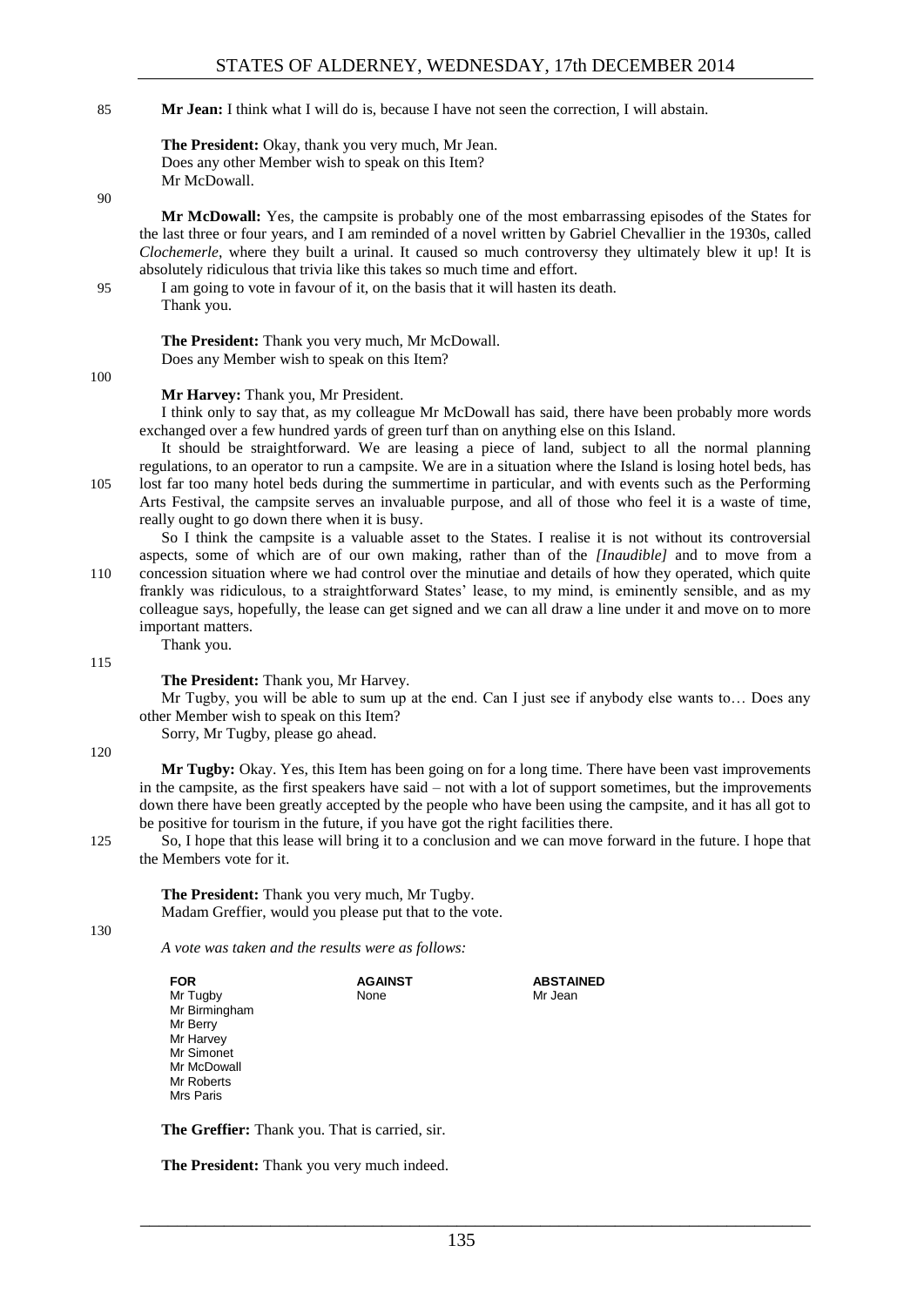**Mr Jean:** I think what I will do is, because I have not seen the correction, I will abstain.

**The President:** Okay, thank you very much, Mr Jean.
Does any other Member wish to speak on this Item?
Mr McDowall.

**Mr McDowall:** Yes, the campsite is probably one of the most embarrassing episodes of the States for the last three or four years, and I am reminded of a novel written by Gabriel Chevallier in the 1930s, called *Clochemerle*, where they built a urinal. It caused so much controversy they ultimately blew it up! It is absolutely ridiculous that trivia like this takes so much time and effort.

I am going to vote in favour of it, on the basis that it will hasten its death.
Thank you.

**The President:** Thank you very much, Mr McDowall.
Does any Member wish to speak on this Item?

**Mr Harvey:** Thank you, Mr President.

I think only to say that, as my colleague Mr McDowall has said, there have been probably more words exchanged over a few hundred yards of green turf than on anything else on this Island.

It should be straightforward. We are leasing a piece of land, subject to all the normal planning regulations, to an operator to run a campsite. We are in a situation where the Island is losing hotel beds, has lost far too many hotel beds during the summertime in particular, and with events such as the Performing Arts Festival, the campsite serves an invaluable purpose, and all of those who feel it is a waste of time, really ought to go down there when it is busy.

So I think the campsite is a valuable asset to the States. I realise it is not without its controversial aspects, some of which are of our own making, rather than of the *[Inaudible]* and to move from a concession situation where we had control over the minutiae and details of how they operated, which quite frankly was ridiculous, to a straightforward States' lease, to my mind, is eminently sensible, and as my colleague says, hopefully, the lease can get signed and we can all draw a line under it and move on to more important matters.

Thank you.

**The President:** Thank you, Mr Harvey.

Mr Tugby, you will be able to sum up at the end. Can I just see if anybody else wants to… Does any other Member wish to speak on this Item?

Sorry, Mr Tugby, please go ahead.

**Mr Tugby:** Okay. Yes, this Item has been going on for a long time. There have been vast improvements in the campsite, as the first speakers have said – not with a lot of support sometimes, but the improvements down there have been greatly accepted by the people who have been using the campsite, and it has all got to be positive for tourism in the future, if you have got the right facilities there.

So, I hope that this lease will bring it to a conclusion and we can move forward in the future. I hope that the Members vote for it.

**The President:** Thank you very much, Mr Tugby.
Madam Greffier, would you please put that to the vote.

*A vote was taken and the results were as follows:*

| FOR | AGAINST | ABSTAINED |
|---|---|---|
| Mr Tugby | None | Mr Jean |
| Mr Birmingham | | |
| Mr Berry | | |
| Mr Harvey | | |
| Mr Simonet | | |
| Mr McDowall | | |
| Mr Roberts | | |
| Mrs Paris | | |

**The Greffier:** Thank you. That is carried, sir.

**The President:** Thank you very much indeed.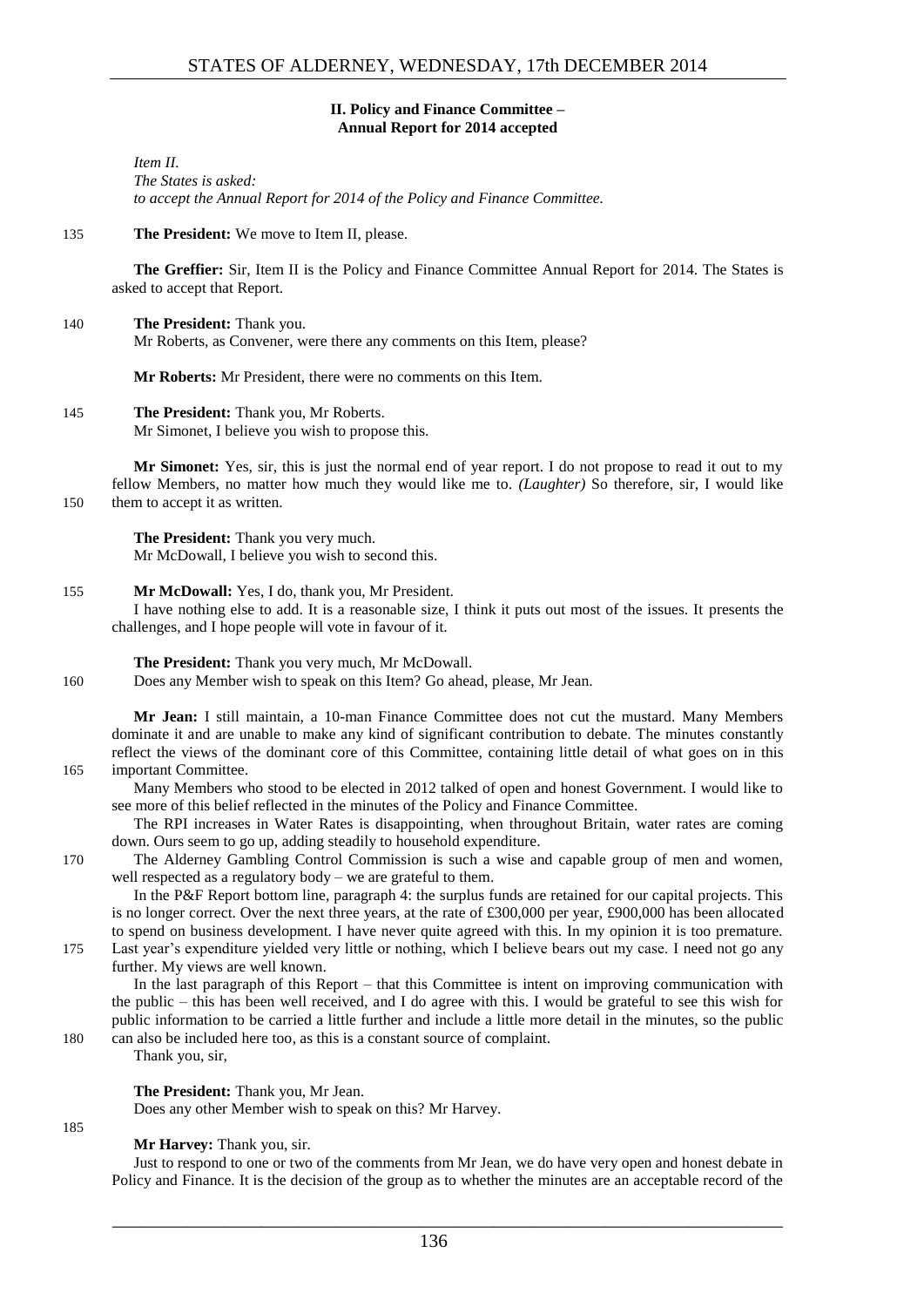## II. Policy and Finance Committee – Annual Report for 2014 accepted

*Item II.*
*The States is asked:*
*to accept the Annual Report for 2014 of the Policy and Finance Committee.*

**The President:** We move to Item II, please.

**The Greffier:** Sir, Item II is the Policy and Finance Committee Annual Report for 2014. The States is asked to accept that Report.

**The President:** Thank you.
Mr Roberts, as Convener, were there any comments on this Item, please?

**Mr Roberts:** Mr President, there were no comments on this Item.

**The President:** Thank you, Mr Roberts.
Mr Simonet, I believe you wish to propose this.

**Mr Simonet:** Yes, sir, this is just the normal end of year report. I do not propose to read it out to my fellow Members, no matter how much they would like me to. *(Laughter)* So therefore, sir, I would like them to accept it as written.

**The President:** Thank you very much.
Mr McDowall, I believe you wish to second this.

**Mr McDowall:** Yes, I do, thank you, Mr President.
I have nothing else to add. It is a reasonable size, I think it puts out most of the issues. It presents the challenges, and I hope people will vote in favour of it.

**The President:** Thank you very much, Mr McDowall.
Does any Member wish to speak on this Item? Go ahead, please, Mr Jean.

**Mr Jean:** I still maintain, a 10-man Finance Committee does not cut the mustard. Many Members dominate it and are unable to make any kind of significant contribution to debate. The minutes constantly reflect the views of the dominant core of this Committee, containing little detail of what goes on in this important Committee.

Many Members who stood to be elected in 2012 talked of open and honest Government. I would like to see more of this belief reflected in the minutes of the Policy and Finance Committee.

The RPI increases in Water Rates is disappointing, when throughout Britain, water rates are coming down. Ours seem to go up, adding steadily to household expenditure.

The Alderney Gambling Control Commission is such a wise and capable group of men and women, well respected as a regulatory body – we are grateful to them.

In the P&F Report bottom line, paragraph 4: the surplus funds are retained for our capital projects. This is no longer correct. Over the next three years, at the rate of £300,000 per year, £900,000 has been allocated to spend on business development. I have never quite agreed with this. In my opinion it is too premature. Last year's expenditure yielded very little or nothing, which I believe bears out my case. I need not go any further. My views are well known.

In the last paragraph of this Report – that this Committee is intent on improving communication with the public – this has been well received, and I do agree with this. I would be grateful to see this wish for public information to be carried a little further and include a little more detail in the minutes, so the public can also be included here too, as this is a constant source of complaint.

Thank you, sir,

**The President:** Thank you, Mr Jean.
Does any other Member wish to speak on this? Mr Harvey.

**Mr Harvey:** Thank you, sir.
Just to respond to one or two of the comments from Mr Jean, we do have very open and honest debate in Policy and Finance. It is the decision of the group as to whether the minutes are an acceptable record of the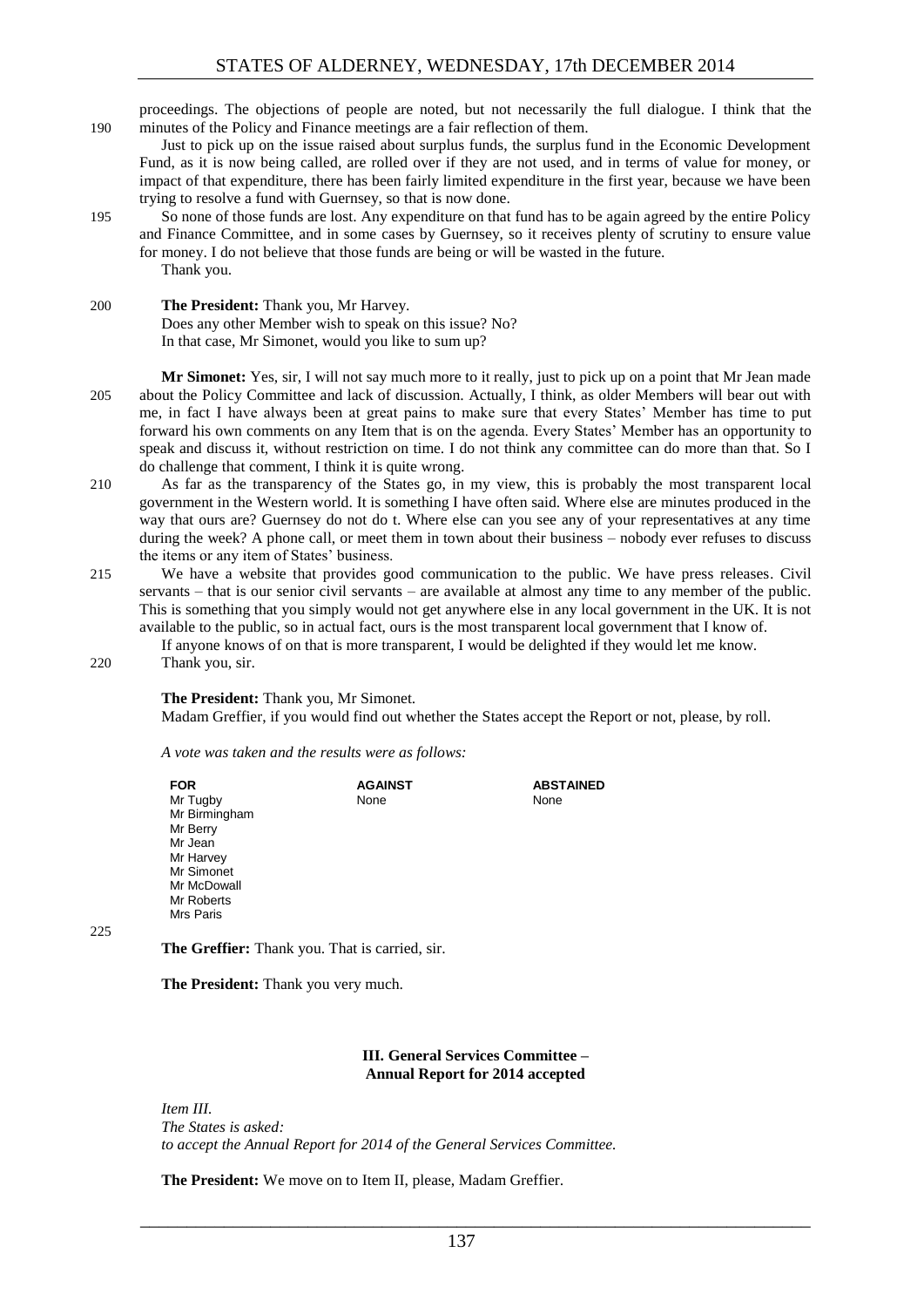proceedings. The objections of people are noted, but not necessarily the full dialogue. I think that the minutes of the Policy and Finance meetings are a fair reflection of them.

Just to pick up on the issue raised about surplus funds, the surplus fund in the Economic Development Fund, as it is now being called, are rolled over if they are not used, and in terms of value for money, or impact of that expenditure, there has been fairly limited expenditure in the first year, because we have been trying to resolve a fund with Guernsey, so that is now done.

So none of those funds are lost. Any expenditure on that fund has to be again agreed by the entire Policy and Finance Committee, and in some cases by Guernsey, so it receives plenty of scrutiny to ensure value for money. I do not believe that those funds are being or will be wasted in the future.

Thank you.

**The President:** Thank you, Mr Harvey.

Does any other Member wish to speak on this issue? No?

In that case, Mr Simonet, would you like to sum up?

**Mr Simonet:** Yes, sir, I will not say much more to it really, just to pick up on a point that Mr Jean made about the Policy Committee and lack of discussion. Actually, I think, as older Members will bear out with me, in fact I have always been at great pains to make sure that every States' Member has time to put forward his own comments on any Item that is on the agenda. Every States' Member has an opportunity to speak and discuss it, without restriction on time. I do not think any committee can do more than that. So I do challenge that comment, I think it is quite wrong.

As far as the transparency of the States go, in my view, this is probably the most transparent local government in the Western world. It is something I have often said. Where else are minutes produced in the way that ours are? Guernsey do not do t. Where else can you see any of your representatives at any time during the week? A phone call, or meet them in town about their business – nobody ever refuses to discuss the items or any item of States' business.

We have a website that provides good communication to the public. We have press releases. Civil servants – that is our senior civil servants – are available at almost any time to any member of the public. This is something that you simply would not get anywhere else in any local government in the UK. It is not available to the public, so in actual fact, ours is the most transparent local government that I know of.

If anyone knows of on that is more transparent, I would be delighted if they would let me know.

Thank you, sir.

**The President:** Thank you, Mr Simonet.

Madam Greffier, if you would find out whether the States accept the Report or not, please, by roll.

*A vote was taken and the results were as follows:*

| FOR | AGAINST | ABSTAINED |
|---|---|---|
| Mr Tugby | None | None |
| Mr Birmingham | | |
| Mr Berry | | |
| Mr Jean | | |
| Mr Harvey | | |
| Mr Simonet | | |
| Mr McDowall | | |
| Mr Roberts | | |
| Mrs Paris | | |

**The Greffier:** Thank you. That is carried, sir.

**The President:** Thank you very much.

## III. General Services Committee – Annual Report for 2014 accepted

*Item III.*
*The States is asked:*
*to accept the Annual Report for 2014 of the General Services Committee.*

**The President:** We move on to Item II, please, Madam Greffier.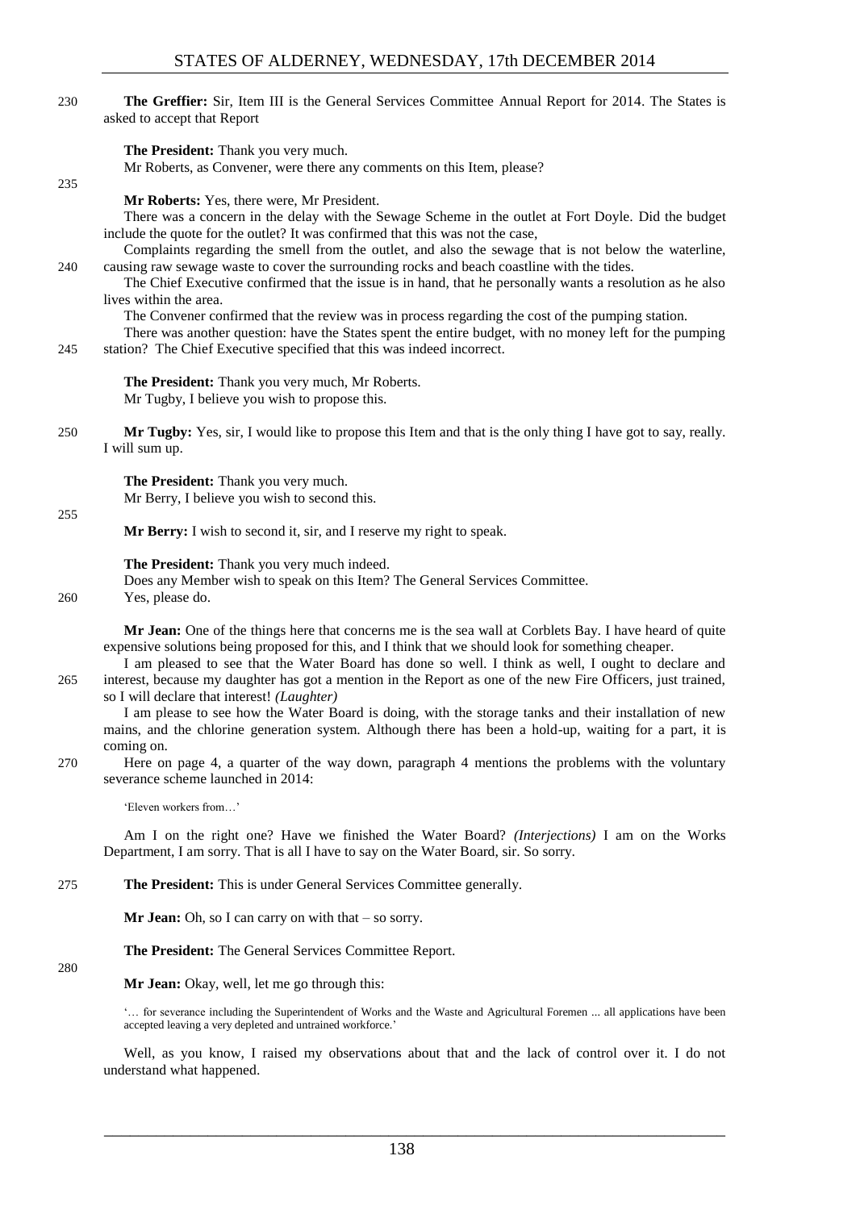**The Greffier:** Sir, Item III is the General Services Committee Annual Report for 2014. The States is asked to accept that Report

**The President:** Thank you very much.

Mr Roberts, as Convener, were there any comments on this Item, please?

**Mr Roberts:** Yes, there were, Mr President.

There was a concern in the delay with the Sewage Scheme in the outlet at Fort Doyle. Did the budget include the quote for the outlet? It was confirmed that this was not the case,

Complaints regarding the smell from the outlet, and also the sewage that is not below the waterline, causing raw sewage waste to cover the surrounding rocks and beach coastline with the tides.

The Chief Executive confirmed that the issue is in hand, that he personally wants a resolution as he also lives within the area.

The Convener confirmed that the review was in process regarding the cost of the pumping station.

There was another question: have the States spent the entire budget, with no money left for the pumping station? The Chief Executive specified that this was indeed incorrect.

**The President:** Thank you very much, Mr Roberts.

Mr Tugby, I believe you wish to propose this.

**Mr Tugby:** Yes, sir, I would like to propose this Item and that is the only thing I have got to say, really. I will sum up.

**The President:** Thank you very much.

Mr Berry, I believe you wish to second this.

**Mr Berry:** I wish to second it, sir, and I reserve my right to speak.

**The President:** Thank you very much indeed.

Does any Member wish to speak on this Item? The General Services Committee.

Yes, please do.

**Mr Jean:** One of the things here that concerns me is the sea wall at Corblets Bay. I have heard of quite expensive solutions being proposed for this, and I think that we should look for something cheaper.

I am pleased to see that the Water Board has done so well. I think as well, I ought to declare and interest, because my daughter has got a mention in the Report as one of the new Fire Officers, just trained, so I will declare that interest! *(Laughter)*

I am please to see how the Water Board is doing, with the storage tanks and their installation of new mains, and the chlorine generation system. Although there has been a hold-up, waiting for a part, it is coming on.

Here on page 4, a quarter of the way down, paragraph 4 mentions the problems with the voluntary severance scheme launched in 2014:

> 'Eleven workers from…'

Am I on the right one? Have we finished the Water Board? *(Interjections)* I am on the Works Department, I am sorry. That is all I have to say on the Water Board, sir. So sorry.

**The President:** This is under General Services Committee generally.

**Mr Jean:** Oh, so I can carry on with that – so sorry.

**The President:** The General Services Committee Report.

**Mr Jean:** Okay, well, let me go through this:

> '… for severance including the Superintendent of Works and the Waste and Agricultural Foremen ... all applications have been accepted leaving a very depleted and untrained workforce.'

Well, as you know, I raised my observations about that and the lack of control over it. I do not understand what happened.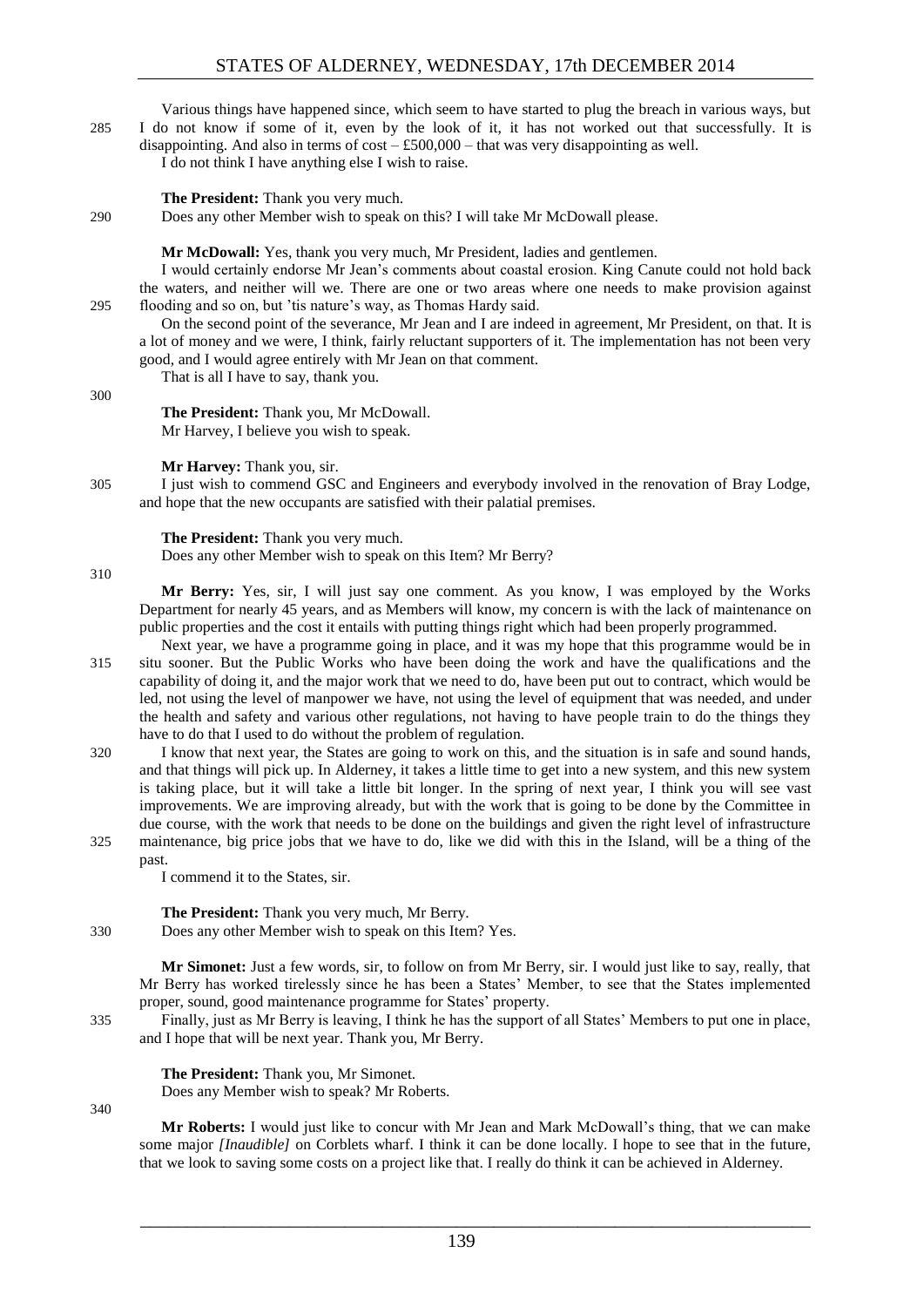Various things have happened since, which seem to have started to plug the breach in various ways, but I do not know if some of it, even by the look of it, it has not worked out that successfully. It is disappointing. And also in terms of cost – £500,000 – that was very disappointing as well.

I do not think I have anything else I wish to raise.

**The President:** Thank you very much.

Does any other Member wish to speak on this? I will take Mr McDowall please.

**Mr McDowall:** Yes, thank you very much, Mr President, ladies and gentlemen.

I would certainly endorse Mr Jean's comments about coastal erosion. King Canute could not hold back the waters, and neither will we. There are one or two areas where one needs to make provision against flooding and so on, but 'tis nature's way, as Thomas Hardy said.

On the second point of the severance, Mr Jean and I are indeed in agreement, Mr President, on that. It is a lot of money and we were, I think, fairly reluctant supporters of it. The implementation has not been very good, and I would agree entirely with Mr Jean on that comment.

That is all I have to say, thank you.

**The President:** Thank you, Mr McDowall.

Mr Harvey, I believe you wish to speak.

**Mr Harvey:** Thank you, sir.

I just wish to commend GSC and Engineers and everybody involved in the renovation of Bray Lodge, and hope that the new occupants are satisfied with their palatial premises.

**The President:** Thank you very much.

Does any other Member wish to speak on this Item? Mr Berry?

**Mr Berry:** Yes, sir, I will just say one comment. As you know, I was employed by the Works Department for nearly 45 years, and as Members will know, my concern is with the lack of maintenance on public properties and the cost it entails with putting things right which had been properly programmed.

Next year, we have a programme going in place, and it was my hope that this programme would be in situ sooner. But the Public Works who have been doing the work and have the qualifications and the capability of doing it, and the major work that we need to do, have been put out to contract, which would be led, not using the level of manpower we have, not using the level of equipment that was needed, and under the health and safety and various other regulations, not having to have people train to do the things they have to do that I used to do without the problem of regulation.

I know that next year, the States are going to work on this, and the situation is in safe and sound hands, and that things will pick up. In Alderney, it takes a little time to get into a new system, and this new system is taking place, but it will take a little bit longer. In the spring of next year, I think you will see vast improvements. We are improving already, but with the work that is going to be done by the Committee in due course, with the work that needs to be done on the buildings and given the right level of infrastructure maintenance, big price jobs that we have to do, like we did with this in the Island, will be a thing of the past.

I commend it to the States, sir.

**The President:** Thank you very much, Mr Berry.

Does any other Member wish to speak on this Item? Yes.

**Mr Simonet:** Just a few words, sir, to follow on from Mr Berry, sir. I would just like to say, really, that Mr Berry has worked tirelessly since he has been a States' Member, to see that the States implemented proper, sound, good maintenance programme for States' property.

Finally, just as Mr Berry is leaving, I think he has the support of all States' Members to put one in place, and I hope that will be next year. Thank you, Mr Berry.

**The President:** Thank you, Mr Simonet.

Does any Member wish to speak? Mr Roberts.

**Mr Roberts:** I would just like to concur with Mr Jean and Mark McDowall's thing, that we can make some major *[Inaudible]* on Corblets wharf. I think it can be done locally. I hope to see that in the future, that we look to saving some costs on a project like that. I really do think it can be achieved in Alderney.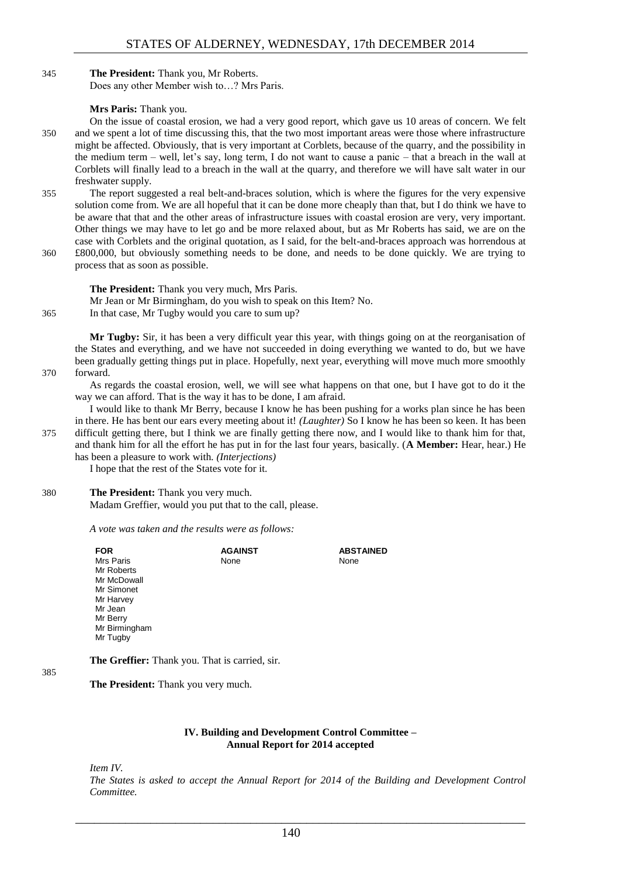**The President:** Thank you, Mr Roberts.

Does any other Member wish to…? Mrs Paris.

**Mrs Paris:** Thank you.

On the issue of coastal erosion, we had a very good report, which gave us 10 areas of concern. We felt and we spent a lot of time discussing this, that the two most important areas were those where infrastructure might be affected. Obviously, that is very important at Corblets, because of the quarry, and the possibility in the medium term – well, let's say, long term, I do not want to cause a panic – that a breach in the wall at Corblets will finally lead to a breach in the wall at the quarry, and therefore we will have salt water in our freshwater supply.

The report suggested a real belt-and-braces solution, which is where the figures for the very expensive solution come from. We are all hopeful that it can be done more cheaply than that, but I do think we have to be aware that that and the other areas of infrastructure issues with coastal erosion are very, very important. Other things we may have to let go and be more relaxed about, but as Mr Roberts has said, we are on the case with Corblets and the original quotation, as I said, for the belt-and-braces approach was horrendous at £800,000, but obviously something needs to be done, and needs to be done quickly. We are trying to process that as soon as possible.

**The President:** Thank you very much, Mrs Paris.

Mr Jean or Mr Birmingham, do you wish to speak on this Item? No.

In that case, Mr Tugby would you care to sum up?

**Mr Tugby:** Sir, it has been a very difficult year this year, with things going on at the reorganisation of the States and everything, and we have not succeeded in doing everything we wanted to do, but we have been gradually getting things put in place. Hopefully, next year, everything will move much more smoothly forward.

As regards the coastal erosion, well, we will see what happens on that one, but I have got to do it the way we can afford. That is the way it has to be done, I am afraid.

I would like to thank Mr Berry, because I know he has been pushing for a works plan since he has been in there. He has bent our ears every meeting about it! *(Laughter)* So I know he has been so keen. It has been difficult getting there, but I think we are finally getting there now, and I would like to thank him for that, and thank him for all the effort he has put in for the last four years, basically. (**A Member:** Hear, hear.) He has been a pleasure to work with. *(Interjections)*

I hope that the rest of the States vote for it.

**The President:** Thank you very much.

Madam Greffier, would you put that to the call, please.

*A vote was taken and the results were as follows:*

| FOR | AGAINST | ABSTAINED |
|---|---|---|
| Mrs Paris | None | None |
| Mr Roberts | | |
| Mr McDowall | | |
| Mr Simonet | | |
| Mr Harvey | | |
| Mr Jean | | |
| Mr Berry | | |
| Mr Birmingham | | |
| Mr Tugby | | |

**The Greffier:** Thank you. That is carried, sir.

**The President:** Thank you very much.

### IV. Building and Development Control Committee – Annual Report for 2014 accepted

*Item IV.*

*The States is asked to accept the Annual Report for 2014 of the Building and Development Control Committee.*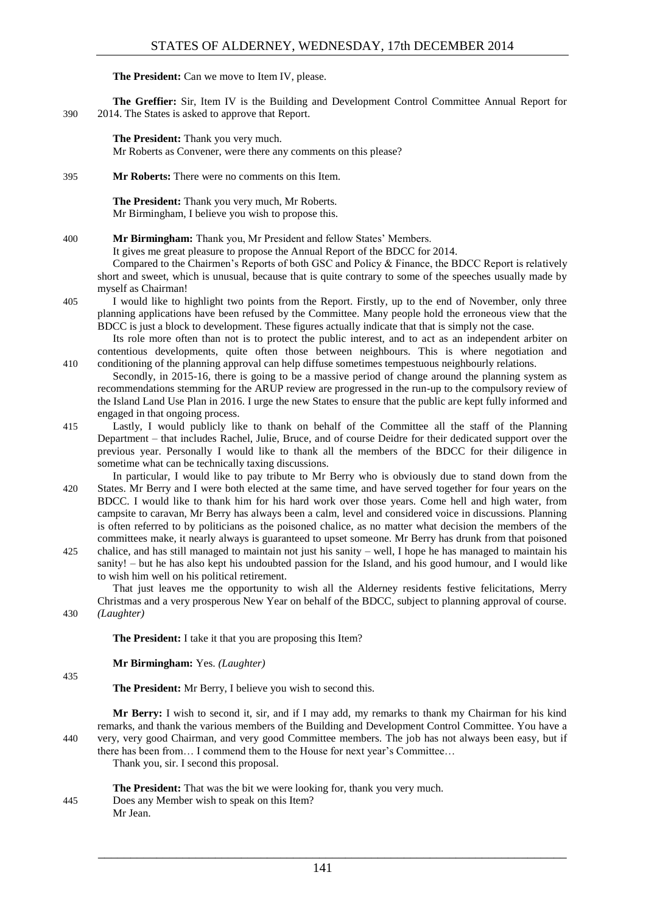**The President:** Can we move to Item IV, please.

**The Greffier:** Sir, Item IV is the Building and Development Control Committee Annual Report for 2014. The States is asked to approve that Report.

**The President:** Thank you very much.

Mr Roberts as Convener, were there any comments on this please?

**Mr Roberts:** There were no comments on this Item.

**The President:** Thank you very much, Mr Roberts.

Mr Birmingham, I believe you wish to propose this.

**Mr Birmingham:** Thank you, Mr President and fellow States' Members.

It gives me great pleasure to propose the Annual Report of the BDCC for 2014.

Compared to the Chairmen's Reports of both GSC and Policy & Finance, the BDCC Report is relatively short and sweet, which is unusual, because that is quite contrary to some of the speeches usually made by myself as Chairman!

I would like to highlight two points from the Report. Firstly, up to the end of November, only three planning applications have been refused by the Committee. Many people hold the erroneous view that the BDCC is just a block to development. These figures actually indicate that that is simply not the case.

Its role more often than not is to protect the public interest, and to act as an independent arbiter on contentious developments, quite often those between neighbours. This is where negotiation and conditioning of the planning approval can help diffuse sometimes tempestuous neighbourly relations.

Secondly, in 2015-16, there is going to be a massive period of change around the planning system as recommendations stemming for the ARUP review are progressed in the run-up to the compulsory review of the Island Land Use Plan in 2016. I urge the new States to ensure that the public are kept fully informed and engaged in that ongoing process.

Lastly, I would publicly like to thank on behalf of the Committee all the staff of the Planning Department – that includes Rachel, Julie, Bruce, and of course Deidre for their dedicated support over the previous year. Personally I would like to thank all the members of the BDCC for their diligence in sometime what can be technically taxing discussions.

In particular, I would like to pay tribute to Mr Berry who is obviously due to stand down from the States. Mr Berry and I were both elected at the same time, and have served together for four years on the BDCC. I would like to thank him for his hard work over those years. Come hell and high water, from campsite to caravan, Mr Berry has always been a calm, level and considered voice in discussions. Planning is often referred to by politicians as the poisoned chalice, as no matter what decision the members of the committees make, it nearly always is guaranteed to upset someone. Mr Berry has drunk from that poisoned chalice, and has still managed to maintain not just his sanity – well, I hope he has managed to maintain his sanity! – but he has also kept his undoubted passion for the Island, and his good humour, and I would like to wish him well on his political retirement.

That just leaves me the opportunity to wish all the Alderney residents festive felicitations, Merry Christmas and a very prosperous New Year on behalf of the BDCC, subject to planning approval of course. *(Laughter)*

**The President:** I take it that you are proposing this Item?

**Mr Birmingham:** Yes. *(Laughter)*

**The President:** Mr Berry, I believe you wish to second this.

**Mr Berry:** I wish to second it, sir, and if I may add, my remarks to thank my Chairman for his kind remarks, and thank the various members of the Building and Development Control Committee. You have a very, very good Chairman, and very good Committee members. The job has not always been easy, but if there has been from… I commend them to the House for next year's Committee…

Thank you, sir. I second this proposal.

**The President:** That was the bit we were looking for, thank you very much.

Does any Member wish to speak on this Item?

Mr Jean.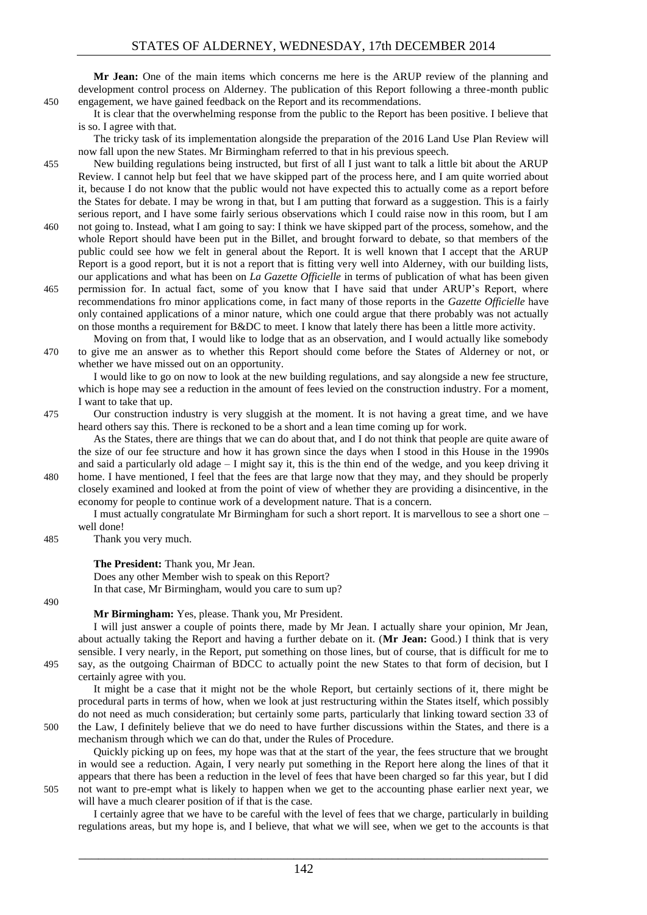**Mr Jean:** One of the main items which concerns me here is the ARUP review of the planning and development control process on Alderney. The publication of this Report following a three-month public engagement, we have gained feedback on the Report and its recommendations.

It is clear that the overwhelming response from the public to the Report has been positive. I believe that is so. I agree with that.

The tricky task of its implementation alongside the preparation of the 2016 Land Use Plan Review will now fall upon the new States. Mr Birmingham referred to that in his previous speech.

New building regulations being instructed, but first of all I just want to talk a little bit about the ARUP Review. I cannot help but feel that we have skipped part of the process here, and I am quite worried about it, because I do not know that the public would not have expected this to actually come as a report before the States for debate. I may be wrong in that, but I am putting that forward as a suggestion. This is a fairly serious report, and I have some fairly serious observations which I could raise now in this room, but I am not going to. Instead, what I am going to say: I think we have skipped part of the process, somehow, and the whole Report should have been put in the Billet, and brought forward to debate, so that members of the public could see how we felt in general about the Report. It is well known that I accept that the ARUP Report is a good report, but it is not a report that is fitting very well into Alderney, with our building lists, our applications and what has been on *La Gazette Officielle* in terms of publication of what has been given permission for. In actual fact, some of you know that I have said that under ARUP's Report, where recommendations fro minor applications come, in fact many of those reports in the *Gazette Officielle* have only contained applications of a minor nature, which one could argue that there probably was not actually on those months a requirement for B&DC to meet. I know that lately there has been a little more activity.

Moving on from that, I would like to lodge that as an observation, and I would actually like somebody to give me an answer as to whether this Report should come before the States of Alderney or not, or whether we have missed out on an opportunity.

I would like to go on now to look at the new building regulations, and say alongside a new fee structure, which is hope may see a reduction in the amount of fees levied on the construction industry. For a moment, I want to take that up.

Our construction industry is very sluggish at the moment. It is not having a great time, and we have heard others say this. There is reckoned to be a short and a lean time coming up for work.

As the States, there are things that we can do about that, and I do not think that people are quite aware of the size of our fee structure and how it has grown since the days when I stood in this House in the 1990s and said a particularly old adage – I might say it, this is the thin end of the wedge, and you keep driving it home. I have mentioned, I feel that the fees are that large now that they may, and they should be properly closely examined and looked at from the point of view of whether they are providing a disincentive, in the economy for people to continue work of a development nature. That is a concern.

I must actually congratulate Mr Birmingham for such a short report. It is marvellous to see a short one – well done!

Thank you very much.

**The President:** Thank you, Mr Jean.

Does any other Member wish to speak on this Report?

In that case, Mr Birmingham, would you care to sum up?

**Mr Birmingham:** Yes, please. Thank you, Mr President.

I will just answer a couple of points there, made by Mr Jean. I actually share your opinion, Mr Jean, about actually taking the Report and having a further debate on it. (**Mr Jean:** Good.) I think that is very sensible. I very nearly, in the Report, put something on those lines, but of course, that is difficult for me to say, as the outgoing Chairman of BDCC to actually point the new States to that form of decision, but I certainly agree with you.

It might be a case that it might not be the whole Report, but certainly sections of it, there might be procedural parts in terms of how, when we look at just restructuring within the States itself, which possibly do not need as much consideration; but certainly some parts, particularly that linking toward section 33 of the Law, I definitely believe that we do need to have further discussions within the States, and there is a mechanism through which we can do that, under the Rules of Procedure.

Quickly picking up on fees, my hope was that at the start of the year, the fees structure that we brought in would see a reduction. Again, I very nearly put something in the Report here along the lines of that it appears that there has been a reduction in the level of fees that have been charged so far this year, but I did not want to pre-empt what is likely to happen when we get to the accounting phase earlier next year, we will have a much clearer position of if that is the case.

I certainly agree that we have to be careful with the level of fees that we charge, particularly in building regulations areas, but my hope is, and I believe, that what we will see, when we get to the accounts is that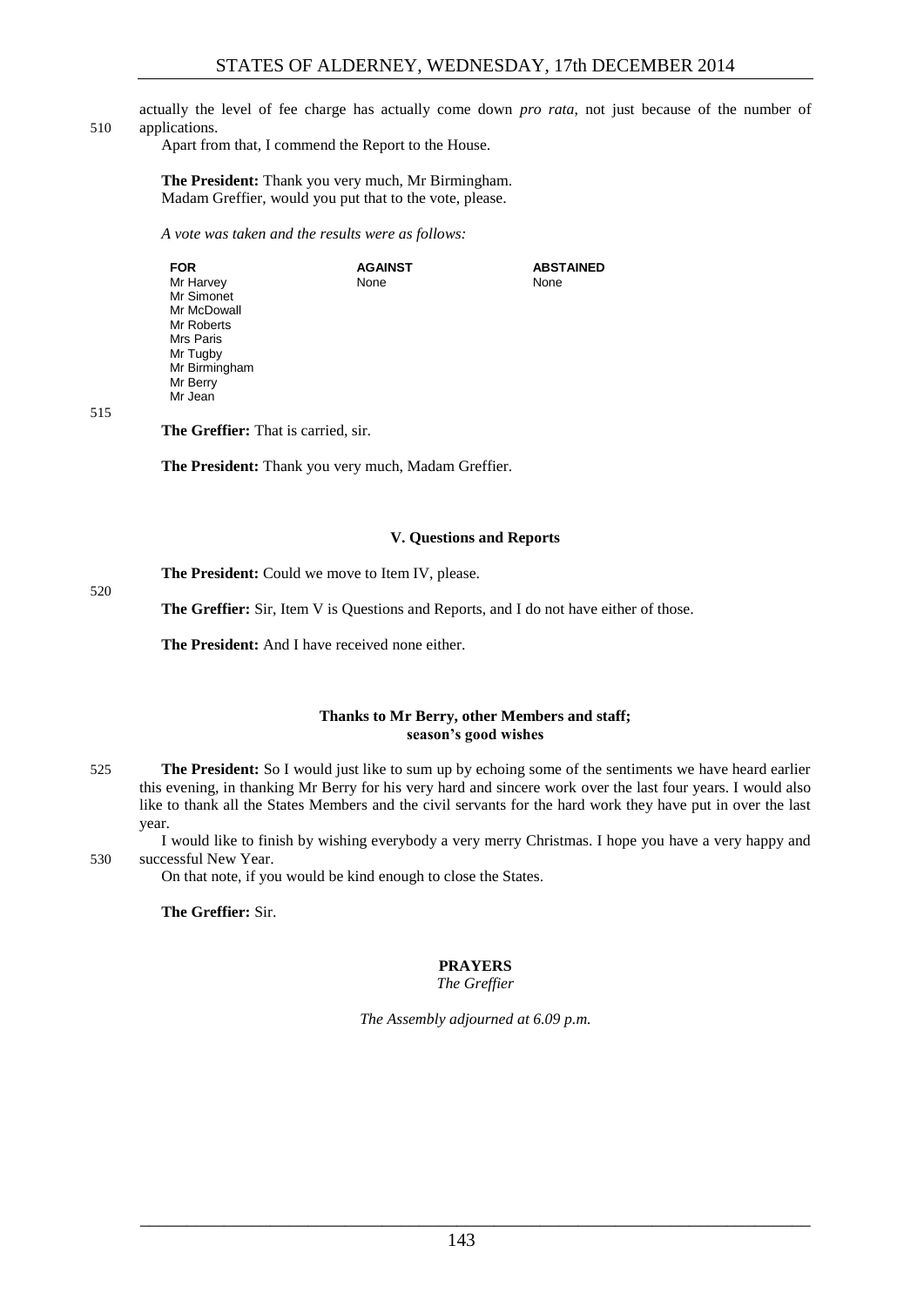actually the level of fee charge has actually come down *pro rata*, not just because of the number of applications.

Apart from that, I commend the Report to the House.

**The President:** Thank you very much, Mr Birmingham.
Madam Greffier, would you put that to the vote, please.

*A vote was taken and the results were as follows:*

| FOR | AGAINST | ABSTAINED |
|---|---|---|
| Mr Harvey | None | None |
| Mr Simonet | | |
| Mr McDowall | | |
| Mr Roberts | | |
| Mrs Paris | | |
| Mr Tugby | | |
| Mr Birmingham | | |
| Mr Berry | | |
| Mr Jean | | |

**The Greffier:** That is carried, sir.

**The President:** Thank you very much, Madam Greffier.

### V. Questions and Reports

**The President:** Could we move to Item IV, please.

**The Greffier:** Sir, Item V is Questions and Reports, and I do not have either of those.

**The President:** And I have received none either.

### Thanks to Mr Berry, other Members and staff; season's good wishes

**The President:** So I would just like to sum up by echoing some of the sentiments we have heard earlier this evening, in thanking Mr Berry for his very hard and sincere work over the last four years. I would also like to thank all the States Members and the civil servants for the hard work they have put in over the last year.

I would like to finish by wishing everybody a very merry Christmas. I hope you have a very happy and successful New Year.

On that note, if you would be kind enough to close the States.

**The Greffier:** Sir.

**PRAYERS**
*The Greffier*

*The Assembly adjourned at 6.09 p.m.*